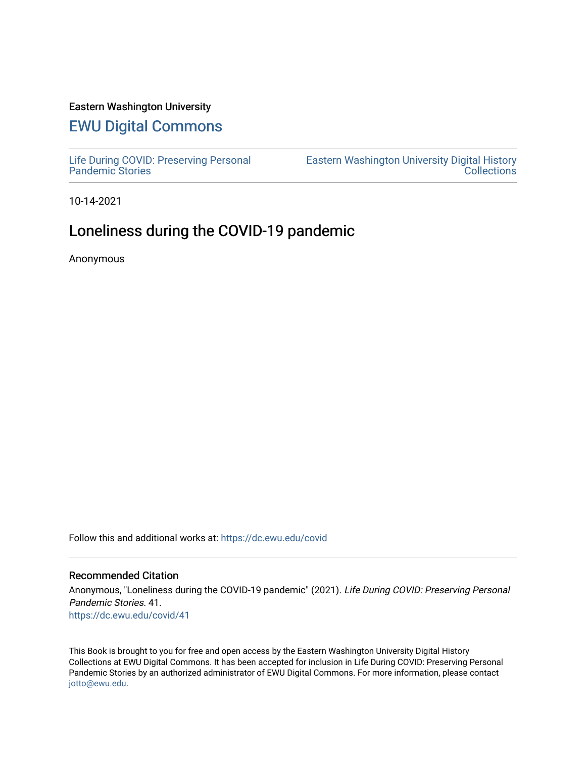Eastern Washington University

## EWU Digital Commons

Life During COVID: Preserving Personal Pandemic Stories | Eastern Washington University Digital History Collections

10-14-2021

# Loneliness during the COVID-19 pandemic

Anonymous

Follow this and additional works at: https://dc.ewu.edu/covid

### Recommended Citation

Anonymous, "Loneliness during the COVID-19 pandemic" (2021). *Life During COVID: Preserving Personal Pandemic Stories*. 41.
https://dc.ewu.edu/covid/41

This Book is brought to you for free and open access by the Eastern Washington University Digital History Collections at EWU Digital Commons. It has been accepted for inclusion in Life During COVID: Preserving Personal Pandemic Stories by an authorized administrator of EWU Digital Commons. For more information, please contact jotto@ewu.edu.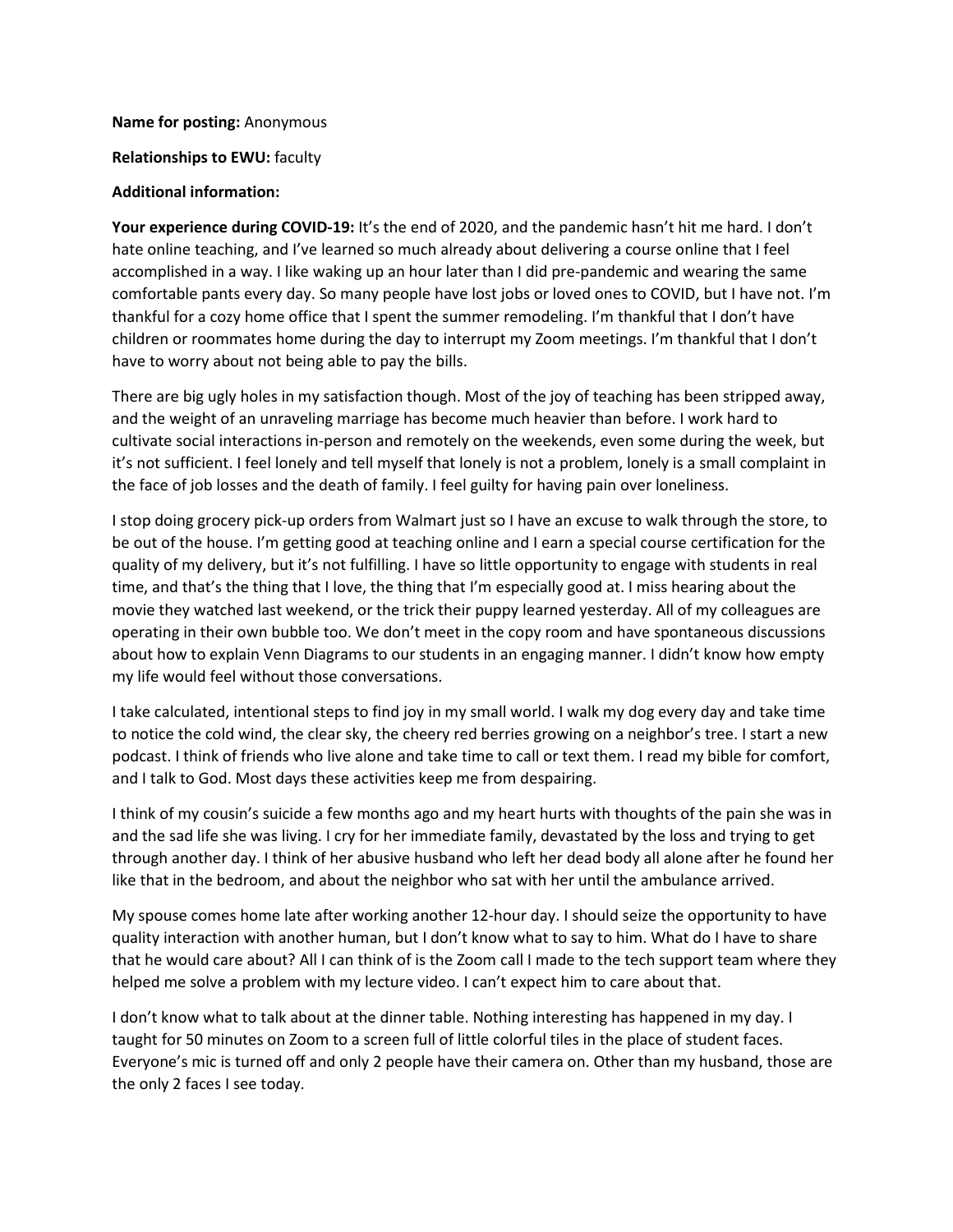**Name for posting:** Anonymous

**Relationships to EWU:** faculty

**Additional information:**

**Your experience during COVID-19:** It's the end of 2020, and the pandemic hasn't hit me hard. I don't hate online teaching, and I've learned so much already about delivering a course online that I feel accomplished in a way. I like waking up an hour later than I did pre-pandemic and wearing the same comfortable pants every day. So many people have lost jobs or loved ones to COVID, but I have not. I'm thankful for a cozy home office that I spent the summer remodeling. I'm thankful that I don't have children or roommates home during the day to interrupt my Zoom meetings. I'm thankful that I don't have to worry about not being able to pay the bills.

There are big ugly holes in my satisfaction though. Most of the joy of teaching has been stripped away, and the weight of an unraveling marriage has become much heavier than before. I work hard to cultivate social interactions in-person and remotely on the weekends, even some during the week, but it's not sufficient. I feel lonely and tell myself that lonely is not a problem, lonely is a small complaint in the face of job losses and the death of family. I feel guilty for having pain over loneliness.

I stop doing grocery pick-up orders from Walmart just so I have an excuse to walk through the store, to be out of the house. I'm getting good at teaching online and I earn a special course certification for the quality of my delivery, but it's not fulfilling. I have so little opportunity to engage with students in real time, and that's the thing that I love, the thing that I'm especially good at. I miss hearing about the movie they watched last weekend, or the trick their puppy learned yesterday. All of my colleagues are operating in their own bubble too. We don't meet in the copy room and have spontaneous discussions about how to explain Venn Diagrams to our students in an engaging manner. I didn't know how empty my life would feel without those conversations.

I take calculated, intentional steps to find joy in my small world. I walk my dog every day and take time to notice the cold wind, the clear sky, the cheery red berries growing on a neighbor's tree. I start a new podcast. I think of friends who live alone and take time to call or text them. I read my bible for comfort, and I talk to God. Most days these activities keep me from despairing.

I think of my cousin's suicide a few months ago and my heart hurts with thoughts of the pain she was in and the sad life she was living. I cry for her immediate family, devastated by the loss and trying to get through another day. I think of her abusive husband who left her dead body all alone after he found her like that in the bedroom, and about the neighbor who sat with her until the ambulance arrived.

My spouse comes home late after working another 12-hour day. I should seize the opportunity to have quality interaction with another human, but I don't know what to say to him. What do I have to share that he would care about? All I can think of is the Zoom call I made to the tech support team where they helped me solve a problem with my lecture video. I can't expect him to care about that.

I don't know what to talk about at the dinner table. Nothing interesting has happened in my day. I taught for 50 minutes on Zoom to a screen full of little colorful tiles in the place of student faces. Everyone's mic is turned off and only 2 people have their camera on. Other than my husband, those are the only 2 faces I see today.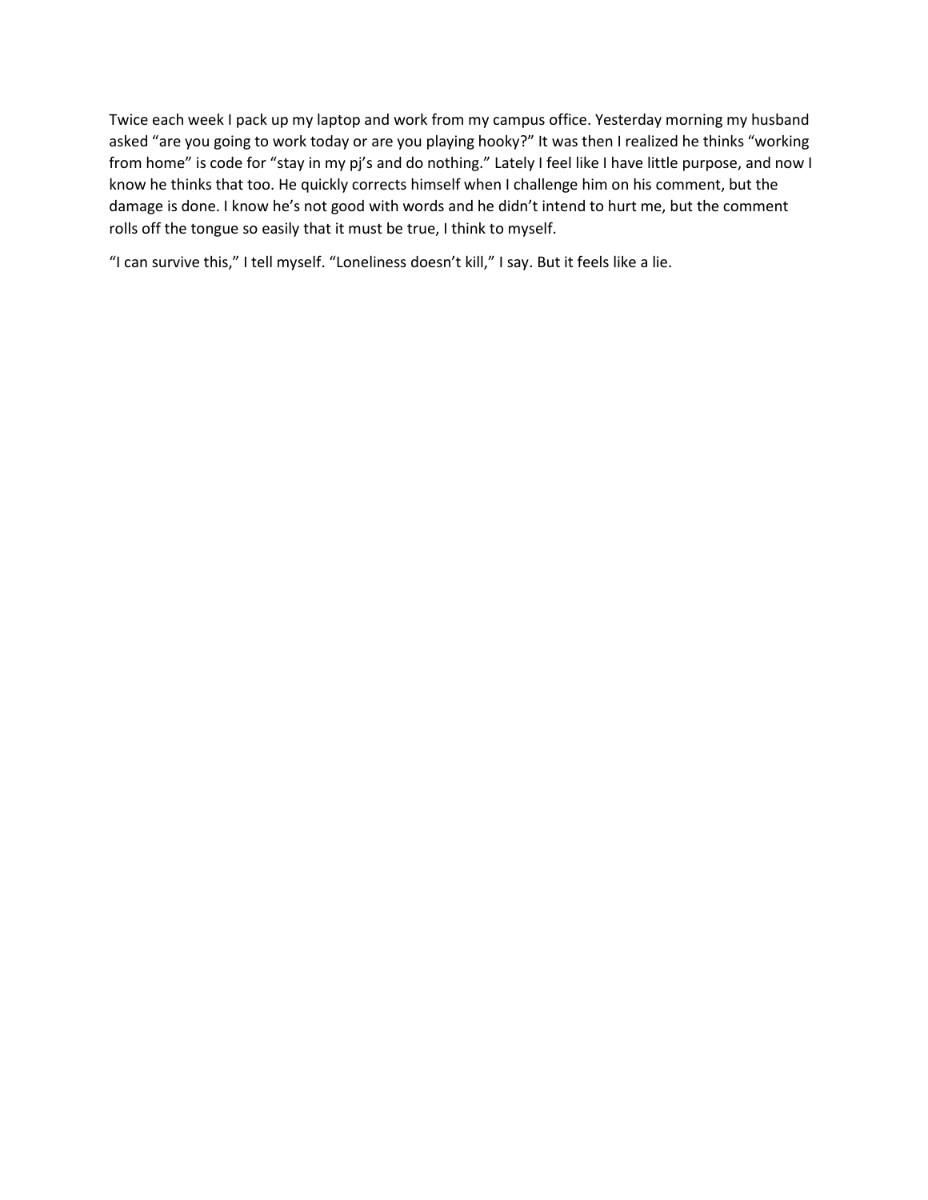Twice each week I pack up my laptop and work from my campus office. Yesterday morning my husband asked "are you going to work today or are you playing hooky?" It was then I realized he thinks "working from home" is code for "stay in my pj's and do nothing." Lately I feel like I have little purpose, and now I know he thinks that too. He quickly corrects himself when I challenge him on his comment, but the damage is done. I know he's not good with words and he didn't intend to hurt me, but the comment rolls off the tongue so easily that it must be true, I think to myself.

"I can survive this," I tell myself. "Loneliness doesn't kill," I say. But it feels like a lie.